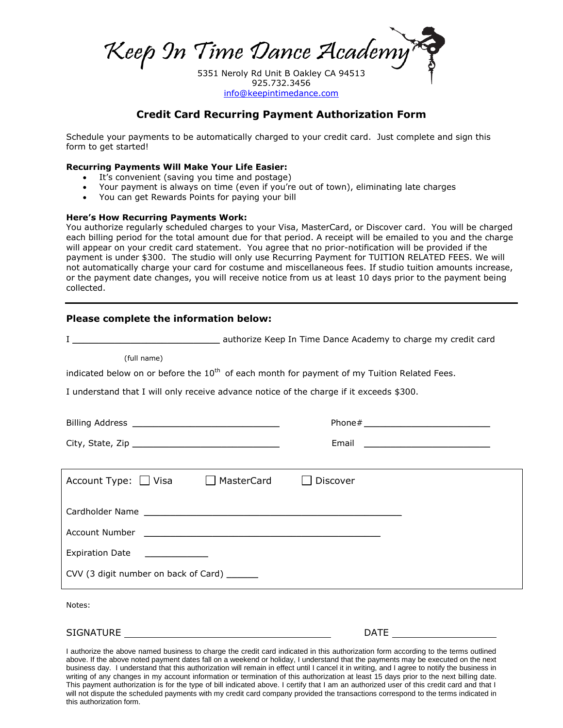# Keep In Time Dance Academy

5351 Neroly Rd Unit B Oakley CA 94513
925.732.3456
info@keepintimedance.com

## Credit Card Recurring Payment Authorization Form

Schedule your payments to be automatically charged to your credit card. Just complete and sign this form to get started!

**Recurring Payments Will Make Your Life Easier:**

- It's convenient (saving you time and postage)
- Your payment is always on time (even if you're out of town), eliminating late charges
- You can get Rewards Points for paying your bill

**Here's How Recurring Payments Work:**

You authorize regularly scheduled charges to your Visa, MasterCard, or Discover card. You will be charged each billing period for the total amount due for that period. A receipt will be emailed to you and the charge will appear on your credit card statement. You agree that no prior-notification will be provided if the payment is under $300. The studio will only use Recurring Payment for TUITION RELATED FEES. We will not automatically charge your card for costume and miscellaneous fees. If studio tuition amounts increase, or the payment date changes, you will receive notice from us at least 10 days prior to the payment being collected.

---

**Please complete the information below:**

I ___________________________ authorize Keep In Time Dance Academy to charge my credit card

(full name)

indicated below on or before the 10th of each month for payment of my Tuition Related Fees.

I understand that I will only receive advance notice of the charge if it exceeds $300.

Billing Address ___________________________ Phone# ______________________

City, State, Zip ___________________________ Email ______________________

Account Type: ☐ Visa ☐ MasterCard ☐ Discover

Cardholder Name ________________________________________________

Account Number ____________________________________________

Expiration Date ___________

CVV (3 digit number on back of Card) ______

Notes:

SIGNATURE ____________________________________ DATE ___________________

I authorize the above named business to charge the credit card indicated in this authorization form according to the terms outlined above. If the above noted payment dates fall on a weekend or holiday, I understand that the payments may be executed on the next business day. I understand that this authorization will remain in effect until I cancel it in writing, and I agree to notify the business in writing of any changes in my account information or termination of this authorization at least 15 days prior to the next billing date. This payment authorization is for the type of bill indicated above. I certify that I am an authorized user of this credit card and that I will not dispute the scheduled payments with my credit card company provided the transactions correspond to the terms indicated in this authorization form.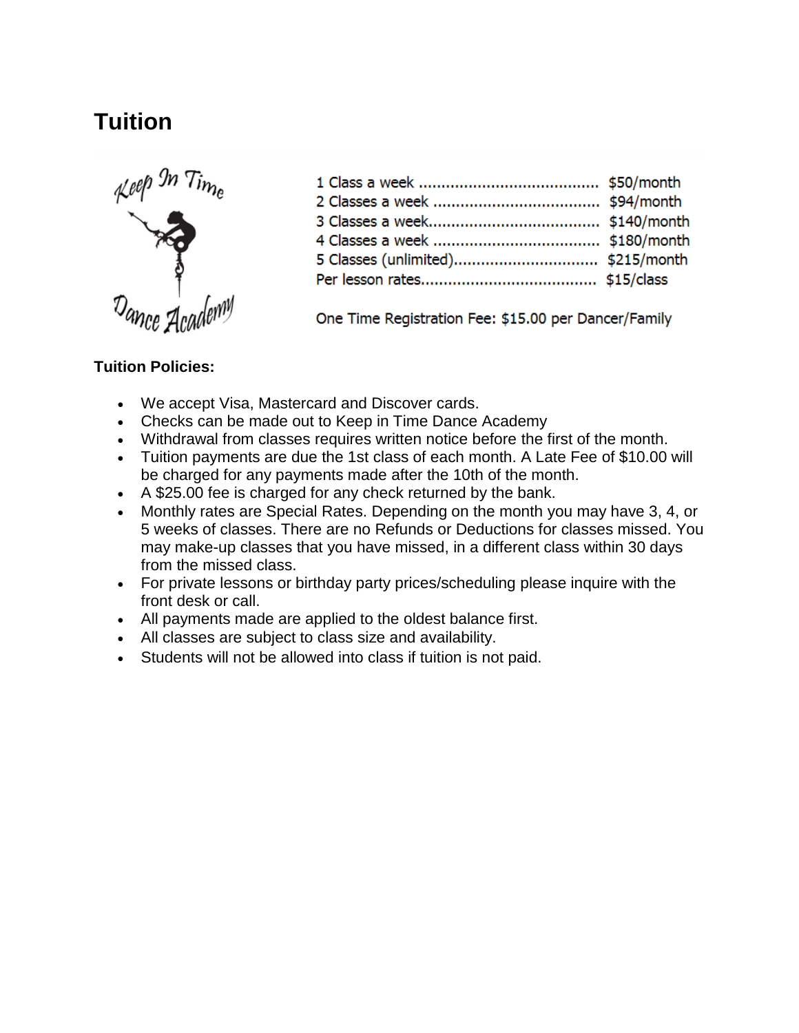# Tuition

Keep In Time Dance Academy

| | |
|---|---|
| 1 Class a week | $50/month |
| 2 Classes a week | $94/month |
| 3 Classes a week | $140/month |
| 4 Classes a week | $180/month |
| 5 Classes (unlimited) | $215/month |
| Per lesson rates | $15/class |

One Time Registration Fee: $15.00 per Dancer/Family

**Tuition Policies:**

- We accept Visa, Mastercard and Discover cards.
- Checks can be made out to Keep in Time Dance Academy
- Withdrawal from classes requires written notice before the first of the month.
- Tuition payments are due the 1st class of each month. A Late Fee of $10.00 will be charged for any payments made after the 10th of the month.
- A $25.00 fee is charged for any check returned by the bank.
- Monthly rates are Special Rates. Depending on the month you may have 3, 4, or 5 weeks of classes. There are no Refunds or Deductions for classes missed. You may make-up classes that you have missed, in a different class within 30 days from the missed class.
- For private lessons or birthday party prices/scheduling please inquire with the front desk or call.
- All payments made are applied to the oldest balance first.
- All classes are subject to class size and availability.
- Students will not be allowed into class if tuition is not paid.